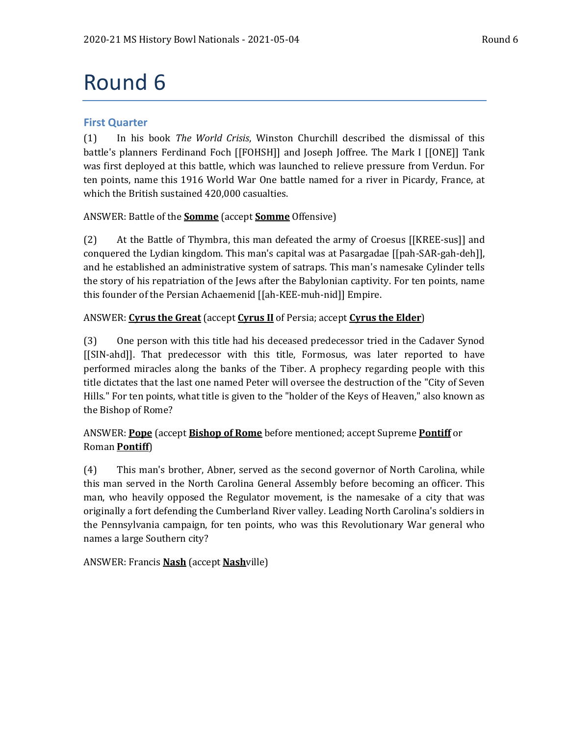# Round 6

## First Quarter

(1) In his book *The World Crisis*, Winston Churchill described the dismissal of this battle's planners Ferdinand Foch [[FOHSH]] and Joseph Joffree. The Mark I [[ONE]] Tank was first deployed at this battle, which was launched to relieve pressure from Verdun. For ten points, name this 1916 World War One battle named for a river in Picardy, France, at which the British sustained 420,000 casualties.

ANSWER: Battle of the **<u>Somme</u>** (accept **<u>Somme</u>** Offensive)

(2) At the Battle of Thymbra, this man defeated the army of Croesus [[KREE-sus]] and conquered the Lydian kingdom. This man's capital was at Pasargadae [[pah-SAR-gah-deh]], and he established an administrative system of satraps. This man's namesake Cylinder tells the story of his repatriation of the Jews after the Babylonian captivity. For ten points, name this founder of the Persian Achaemenid [[ah-KEE-muh-nid]] Empire.

ANSWER: **<u>Cyrus the Great</u>** (accept **<u>Cyrus II</u>** of Persia; accept **<u>Cyrus the Elder</u>**)

(3) One person with this title had his deceased predecessor tried in the Cadaver Synod [[SIN-ahd]]. That predecessor with this title, Formosus, was later reported to have performed miracles along the banks of the Tiber. A prophecy regarding people with this title dictates that the last one named Peter will oversee the destruction of the "City of Seven Hills." For ten points, what title is given to the "holder of the Keys of Heaven," also known as the Bishop of Rome?

ANSWER: **<u>Pope</u>** (accept **<u>Bishop of Rome</u>** before mentioned; accept Supreme **<u>Pontiff</u>** or Roman **<u>Pontiff</u>**)

(4) This man's brother, Abner, served as the second governor of North Carolina, while this man served in the North Carolina General Assembly before becoming an officer. This man, who heavily opposed the Regulator movement, is the namesake of a city that was originally a fort defending the Cumberland River valley. Leading North Carolina's soldiers in the Pennsylvania campaign, for ten points, who was this Revolutionary War general who names a large Southern city?

ANSWER: Francis **<u>Nash</u>** (accept **<u>Nash</u>**ville)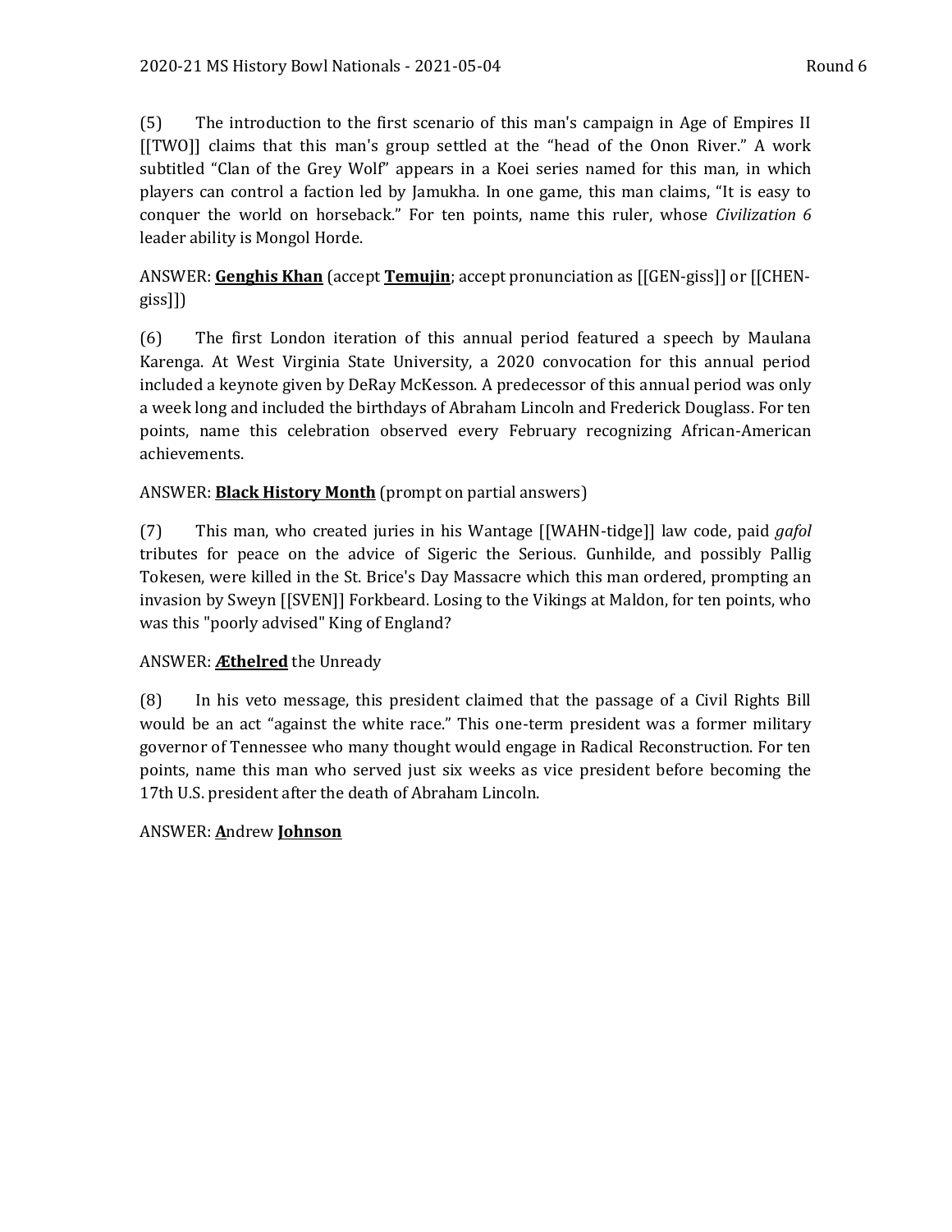(5) The introduction to the first scenario of this man's campaign in Age of Empires II [[TWO]] claims that this man's group settled at the "head of the Onon River." A work subtitled "Clan of the Grey Wolf" appears in a Koei series named for this man, in which players can control a faction led by Jamukha. In one game, this man claims, "It is easy to conquer the world on horseback." For ten points, name this ruler, whose *Civilization 6* leader ability is Mongol Horde.

ANSWER: **Genghis Khan** (accept **Temujin**; accept pronunciation as [[GEN-giss]] or [[CHEN-giss]])

(6) The first London iteration of this annual period featured a speech by Maulana Karenga. At West Virginia State University, a 2020 convocation for this annual period included a keynote given by DeRay McKesson. A predecessor of this annual period was only a week long and included the birthdays of Abraham Lincoln and Frederick Douglass. For ten points, name this celebration observed every February recognizing African-American achievements.

ANSWER: **Black History Month** (prompt on partial answers)

(7) This man, who created juries in his Wantage [[WAHN-tidge]] law code, paid *gafol* tributes for peace on the advice of Sigeric the Serious. Gunhilde, and possibly Pallig Tokesen, were killed in the St. Brice's Day Massacre which this man ordered, prompting an invasion by Sweyn [[SVEN]] Forkbeard. Losing to the Vikings at Maldon, for ten points, who was this "poorly advised" King of England?

ANSWER: **Æthelred** the Unready

(8) In his veto message, this president claimed that the passage of a Civil Rights Bill would be an act "against the white race." This one-term president was a former military governor of Tennessee who many thought would engage in Radical Reconstruction. For ten points, name this man who served just six weeks as vice president before becoming the 17th U.S. president after the death of Abraham Lincoln.

ANSWER: **A**ndrew **Johnson**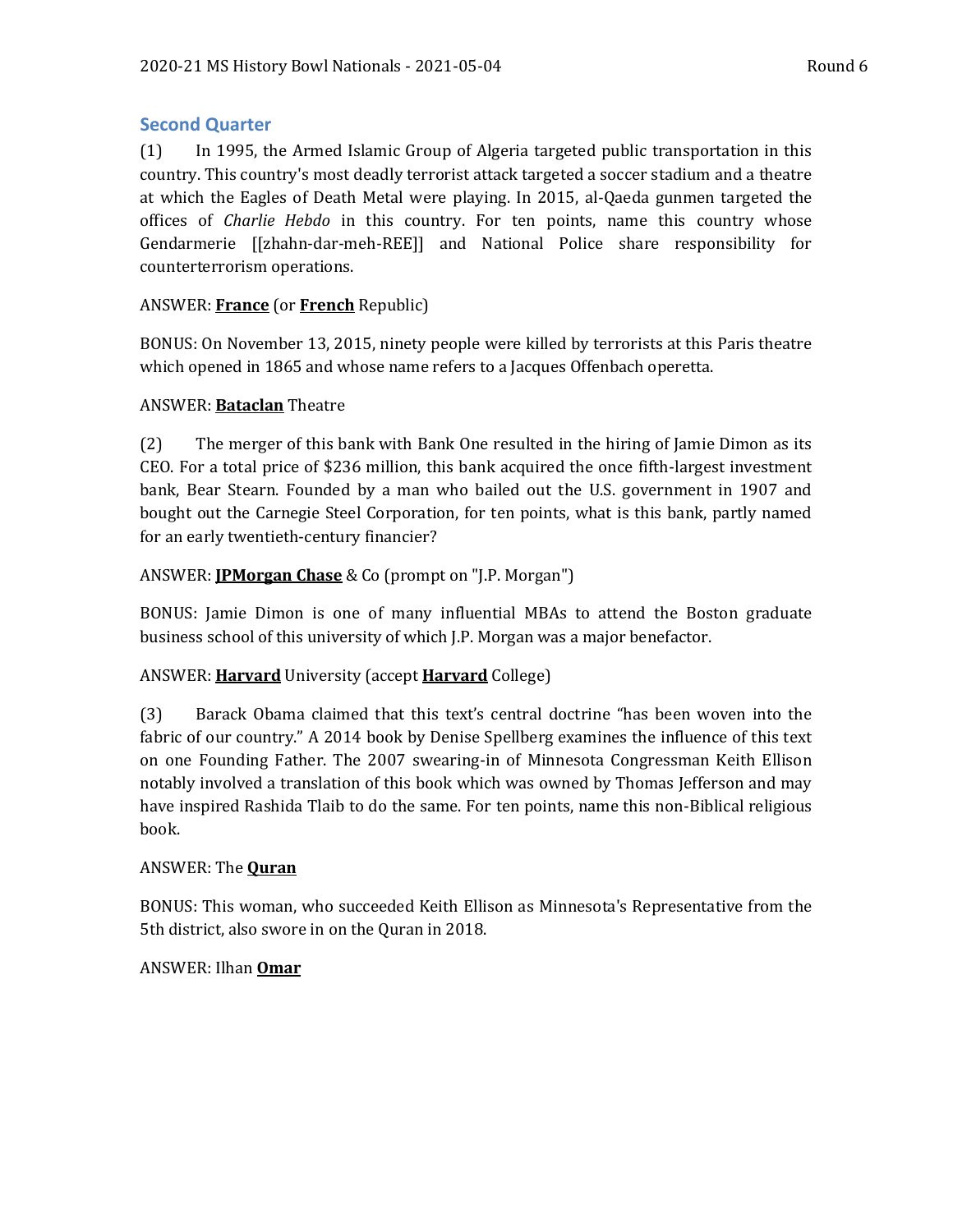## Second Quarter

(1) In 1995, the Armed Islamic Group of Algeria targeted public transportation in this country. This country's most deadly terrorist attack targeted a soccer stadium and a theatre at which the Eagles of Death Metal were playing. In 2015, al-Qaeda gunmen targeted the offices of *Charlie Hebdo* in this country. For ten points, name this country whose Gendarmerie [[zhahn-dar-meh-REE]] and National Police share responsibility for counterterrorism operations.

ANSWER: **France** (or **French** Republic)

BONUS: On November 13, 2015, ninety people were killed by terrorists at this Paris theatre which opened in 1865 and whose name refers to a Jacques Offenbach operetta.

ANSWER: **Bataclan** Theatre

(2) The merger of this bank with Bank One resulted in the hiring of Jamie Dimon as its CEO. For a total price of $236 million, this bank acquired the once fifth-largest investment bank, Bear Stearn. Founded by a man who bailed out the U.S. government in 1907 and bought out the Carnegie Steel Corporation, for ten points, what is this bank, partly named for an early twentieth-century financier?

ANSWER: **JPMorgan Chase** & Co (prompt on "J.P. Morgan")

BONUS: Jamie Dimon is one of many influential MBAs to attend the Boston graduate business school of this university of which J.P. Morgan was a major benefactor.

ANSWER: **Harvard** University (accept **Harvard** College)

(3) Barack Obama claimed that this text's central doctrine "has been woven into the fabric of our country." A 2014 book by Denise Spellberg examines the influence of this text on one Founding Father. The 2007 swearing-in of Minnesota Congressman Keith Ellison notably involved a translation of this book which was owned by Thomas Jefferson and may have inspired Rashida Tlaib to do the same. For ten points, name this non-Biblical religious book.

ANSWER: The **Quran**

BONUS: This woman, who succeeded Keith Ellison as Minnesota's Representative from the 5th district, also swore in on the Quran in 2018.

ANSWER: Ilhan **Omar**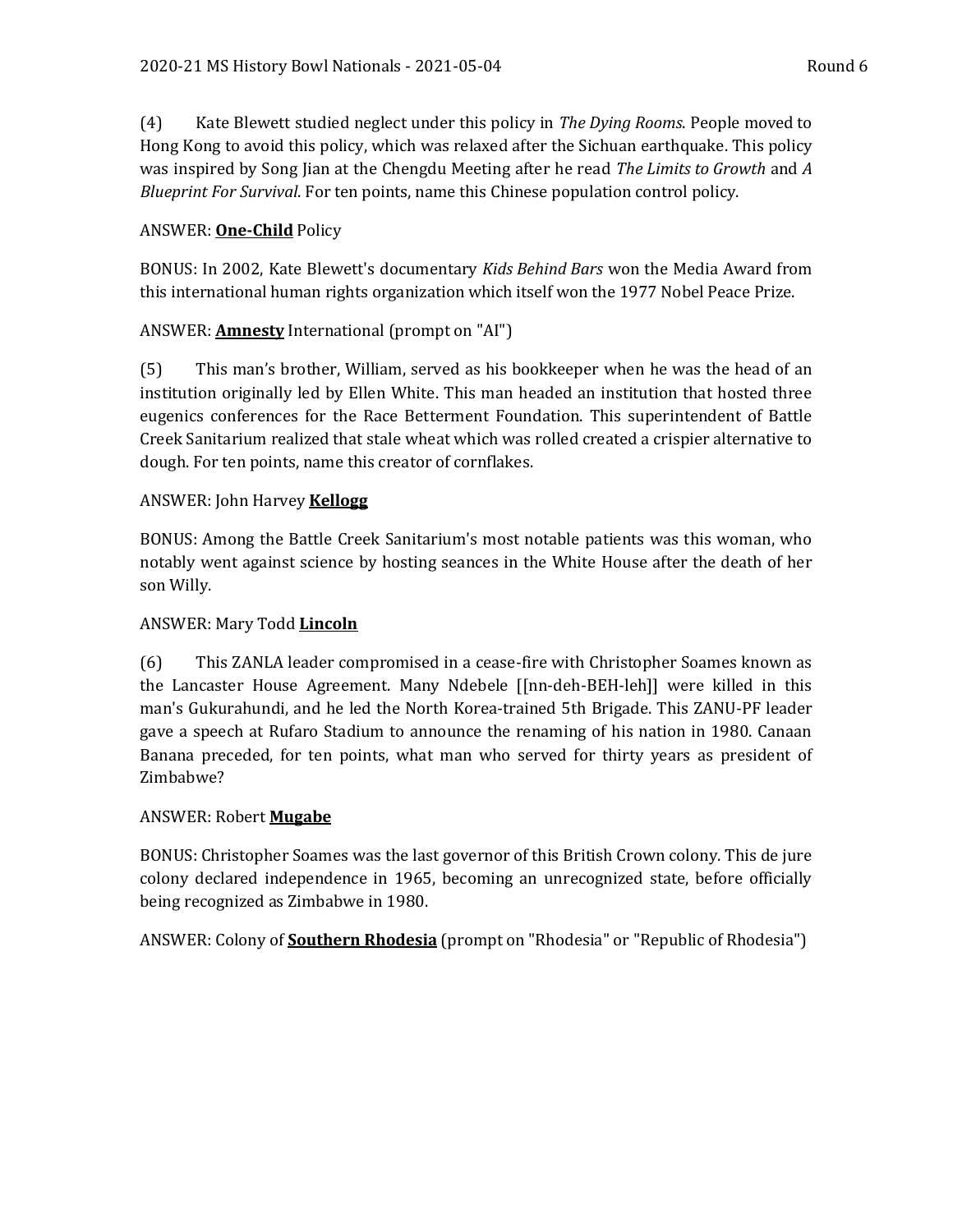(4) Kate Blewett studied neglect under this policy in *The Dying Rooms*. People moved to Hong Kong to avoid this policy, which was relaxed after the Sichuan earthquake. This policy was inspired by Song Jian at the Chengdu Meeting after he read *The Limits to Growth* and *A Blueprint For Survival*. For ten points, name this Chinese population control policy.

ANSWER: **One-Child** Policy

BONUS: In 2002, Kate Blewett's documentary *Kids Behind Bars* won the Media Award from this international human rights organization which itself won the 1977 Nobel Peace Prize.

ANSWER: **Amnesty** International (prompt on "AI")

(5) This man's brother, William, served as his bookkeeper when he was the head of an institution originally led by Ellen White. This man headed an institution that hosted three eugenics conferences for the Race Betterment Foundation. This superintendent of Battle Creek Sanitarium realized that stale wheat which was rolled created a crispier alternative to dough. For ten points, name this creator of cornflakes.

ANSWER: John Harvey **Kellogg**

BONUS: Among the Battle Creek Sanitarium's most notable patients was this woman, who notably went against science by hosting seances in the White House after the death of her son Willy.

ANSWER: Mary Todd **Lincoln**

(6) This ZANLA leader compromised in a cease-fire with Christopher Soames known as the Lancaster House Agreement. Many Ndebele [[nn-deh-BEH-leh]] were killed in this man's Gukurahundi, and he led the North Korea-trained 5th Brigade. This ZANU-PF leader gave a speech at Rufaro Stadium to announce the renaming of his nation in 1980. Canaan Banana preceded, for ten points, what man who served for thirty years as president of Zimbabwe?

ANSWER: Robert **Mugabe**

BONUS: Christopher Soames was the last governor of this British Crown colony. This de jure colony declared independence in 1965, becoming an unrecognized state, before officially being recognized as Zimbabwe in 1980.

ANSWER: Colony of **Southern Rhodesia** (prompt on "Rhodesia" or "Republic of Rhodesia")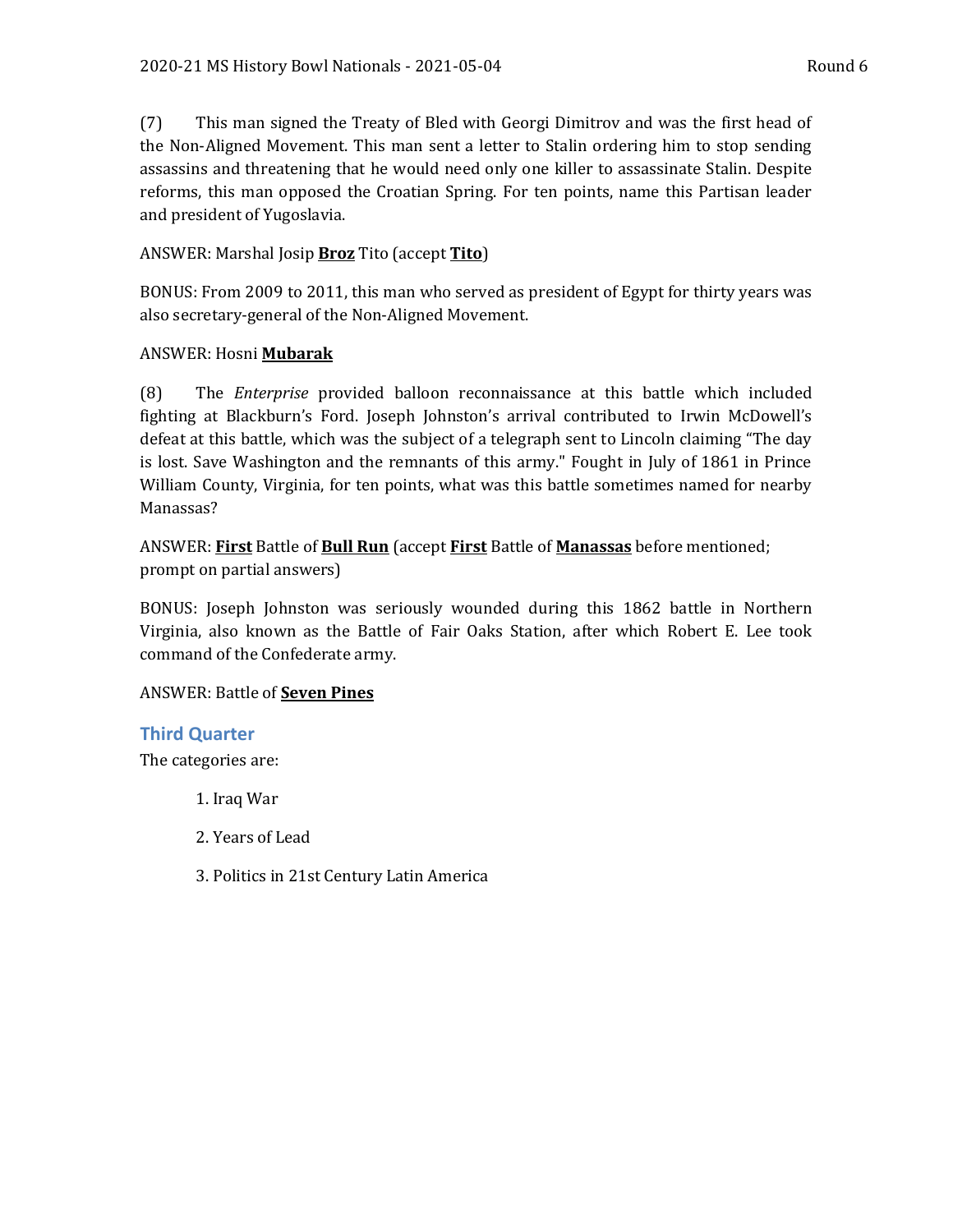(7) This man signed the Treaty of Bled with Georgi Dimitrov and was the first head of the Non-Aligned Movement. This man sent a letter to Stalin ordering him to stop sending assassins and threatening that he would need only one killer to assassinate Stalin. Despite reforms, this man opposed the Croatian Spring. For ten points, name this Partisan leader and president of Yugoslavia.

ANSWER: Marshal Josip **Broz** Tito (accept **Tito**)

BONUS: From 2009 to 2011, this man who served as president of Egypt for thirty years was also secretary-general of the Non-Aligned Movement.

ANSWER: Hosni **Mubarak**

(8) The *Enterprise* provided balloon reconnaissance at this battle which included fighting at Blackburn's Ford. Joseph Johnston's arrival contributed to Irwin McDowell's defeat at this battle, which was the subject of a telegraph sent to Lincoln claiming "The day is lost. Save Washington and the remnants of this army." Fought in July of 1861 in Prince William County, Virginia, for ten points, what was this battle sometimes named for nearby Manassas?

ANSWER: **First** Battle of **Bull Run** (accept **First** Battle of **Manassas** before mentioned; prompt on partial answers)

BONUS: Joseph Johnston was seriously wounded during this 1862 battle in Northern Virginia, also known as the Battle of Fair Oaks Station, after which Robert E. Lee took command of the Confederate army.

ANSWER: Battle of **Seven Pines**

## Third Quarter

The categories are:

1. Iraq War
2. Years of Lead
3. Politics in 21st Century Latin America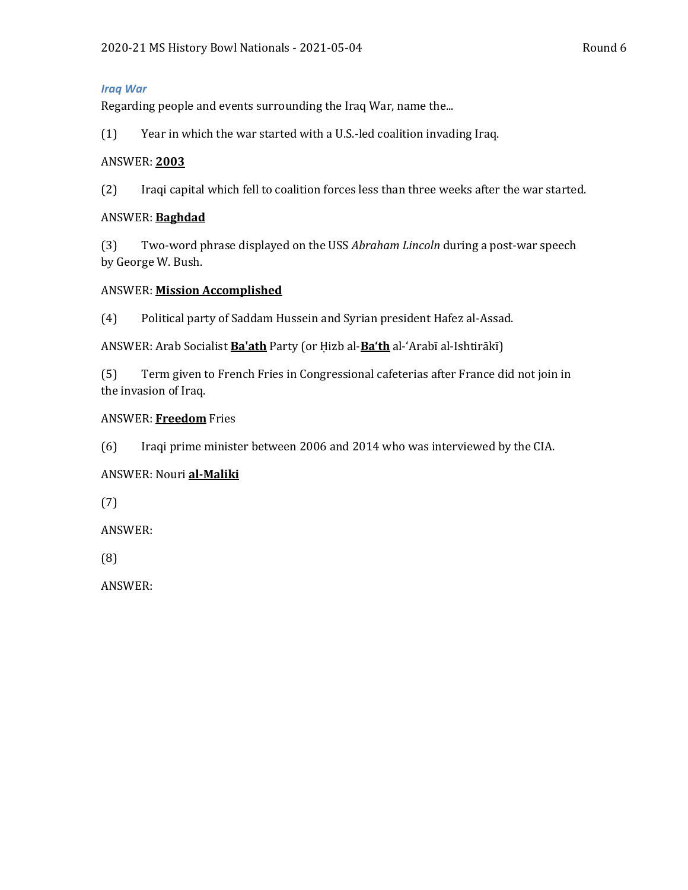### *Iraq War*

Regarding people and events surrounding the Iraq War, name the...

(1) Year in which the war started with a U.S.-led coalition invading Iraq.

ANSWER: **<u>2003</u>**

(2) Iraqi capital which fell to coalition forces less than three weeks after the war started.

ANSWER: **<u>Baghdad</u>**

(3) Two-word phrase displayed on the USS *Abraham Lincoln* during a post-war speech by George W. Bush.

ANSWER: **<u>Mission Accomplished</u>**

(4) Political party of Saddam Hussein and Syrian president Hafez al-Assad.

ANSWER: Arab Socialist **<u>Ba'ath</u>** Party (or Ḥizb al-**<u>Ba'th</u>** al-'Arabī al-Ishtirākī)

(5) Term given to French Fries in Congressional cafeterias after France did not join in the invasion of Iraq.

ANSWER: **<u>Freedom</u>** Fries

(6) Iraqi prime minister between 2006 and 2014 who was interviewed by the CIA.

ANSWER: Nouri **<u>al-Maliki</u>**

(7)

ANSWER:

(8)

ANSWER: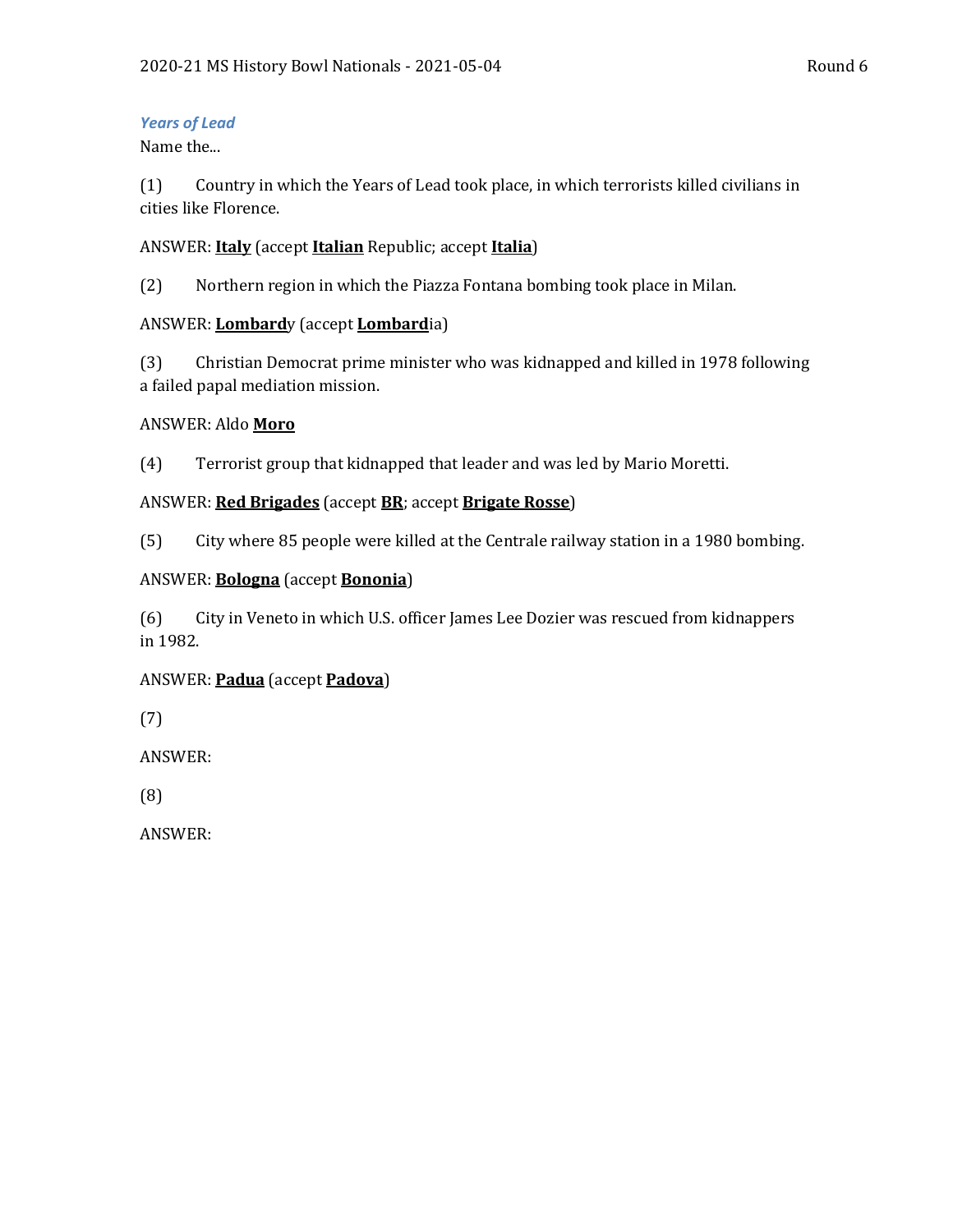*Years of Lead*

Name the...

(1) Country in which the Years of Lead took place, in which terrorists killed civilians in cities like Florence.

ANSWER: **Italy** (accept **Italian** Republic; accept **Italia**)

(2) Northern region in which the Piazza Fontana bombing took place in Milan.

ANSWER: **Lombard**y (accept **Lombard**ia)

(3) Christian Democrat prime minister who was kidnapped and killed in 1978 following a failed papal mediation mission.

ANSWER: Aldo **Moro**

(4) Terrorist group that kidnapped that leader and was led by Mario Moretti.

ANSWER: **Red Brigades** (accept **BR**; accept **Brigate Rosse**)

(5) City where 85 people were killed at the Centrale railway station in a 1980 bombing.

ANSWER: **Bologna** (accept **Bononia**)

(6) City in Veneto in which U.S. officer James Lee Dozier was rescued from kidnappers in 1982.

ANSWER: **Padua** (accept **Padova**)

(7)

ANSWER:

(8)

ANSWER: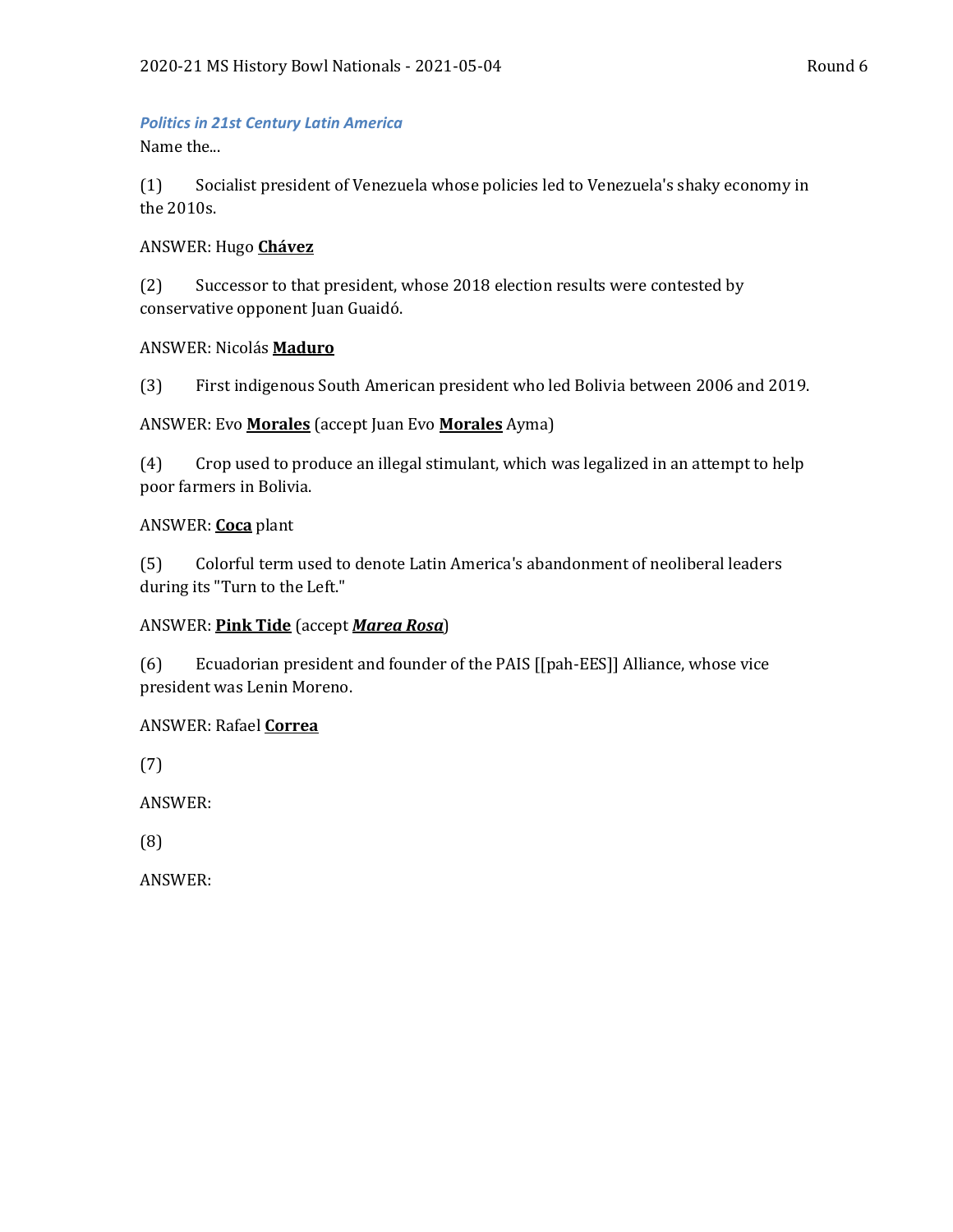***Politics in 21st Century Latin America***

Name the...

(1) Socialist president of Venezuela whose policies led to Venezuela's shaky economy in the 2010s.

ANSWER: Hugo **Chávez**

(2) Successor to that president, whose 2018 election results were contested by conservative opponent Juan Guaidó.

ANSWER: Nicolás **Maduro**

(3) First indigenous South American president who led Bolivia between 2006 and 2019.

ANSWER: Evo **Morales** (accept Juan Evo **Morales** Ayma)

(4) Crop used to produce an illegal stimulant, which was legalized in an attempt to help poor farmers in Bolivia.

ANSWER: **Coca** plant

(5) Colorful term used to denote Latin America's abandonment of neoliberal leaders during its "Turn to the Left."

ANSWER: **Pink Tide** (accept ***Marea Rosa***)

(6) Ecuadorian president and founder of the PAIS [[pah-EES]] Alliance, whose vice president was Lenin Moreno.

ANSWER: Rafael **Correa**

(7)

ANSWER:

(8)

ANSWER: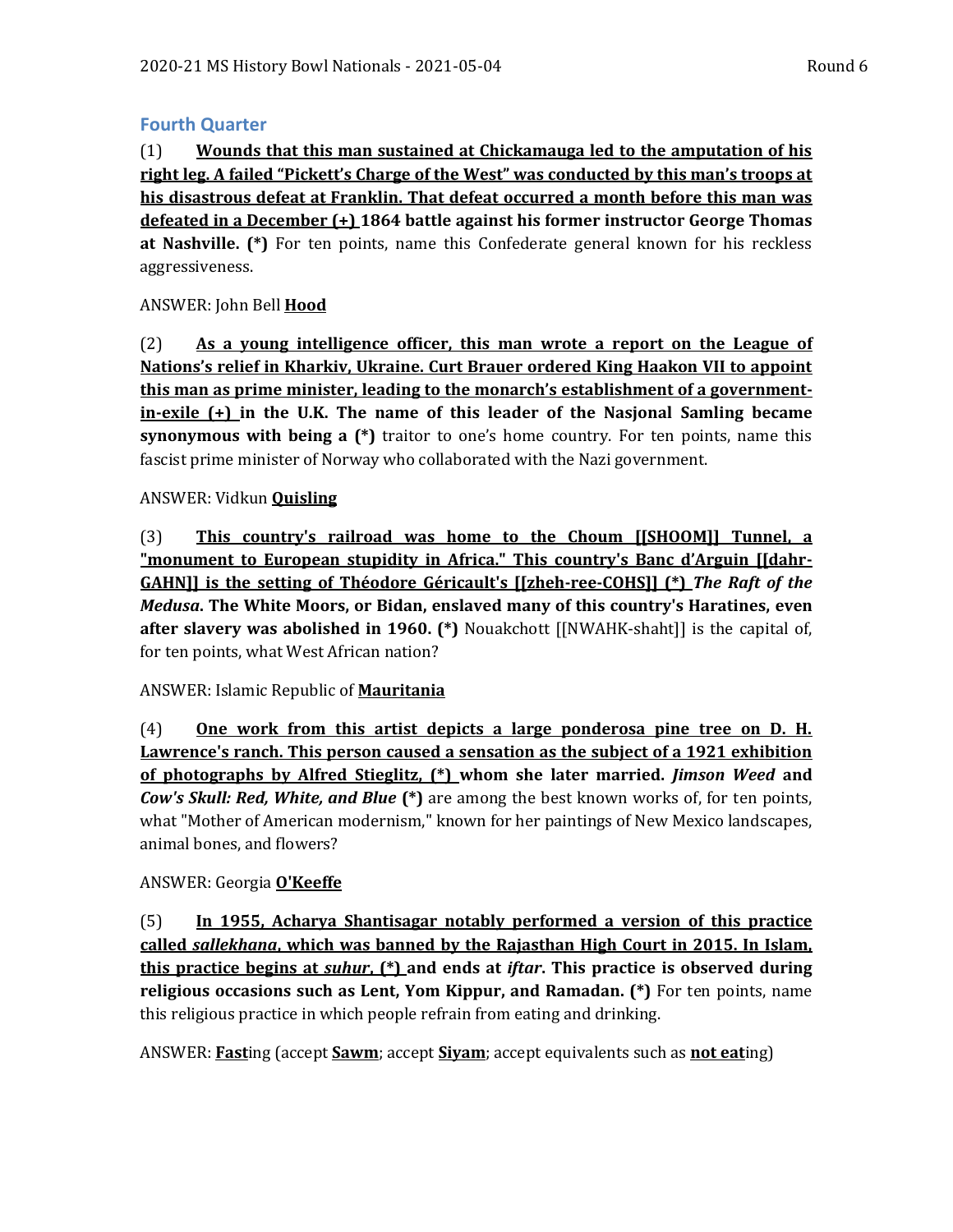## Fourth Quarter

(1) **Wounds that this man sustained at Chickamauga led to the amputation of his right leg. A failed "Pickett's Charge of the West" was conducted by this man's troops at his disastrous defeat at Franklin. That defeat occurred a month before this man was defeated in a December (+) 1864 battle against his former instructor George Thomas at Nashville. (*)** For ten points, name this Confederate general known for his reckless aggressiveness.

ANSWER: John Bell **Hood**

(2) **As a young intelligence officer, this man wrote a report on the League of Nations's relief in Kharkiv, Ukraine. Curt Brauer ordered King Haakon VII to appoint this man as prime minister, leading to the monarch's establishment of a government-in-exile (+) in the U.K. The name of this leader of the Nasjonal Samling became synonymous with being a (*)** traitor to one's home country. For ten points, name this fascist prime minister of Norway who collaborated with the Nazi government.

ANSWER: Vidkun **Quisling**

(3) **This country's railroad was home to the Choum [[SHOOM]] Tunnel, a "monument to European stupidity in Africa." This country's Banc d'Arguin [[dahr-GAHN]] is the setting of Théodore Géricault's [[zheh-ree-COHS]] (*) *The Raft of the Medusa*. The White Moors, or Bidan, enslaved many of this country's Haratines, even after slavery was abolished in 1960. (*)** Nouakchott [[NWAHK-shaht]] is the capital of, for ten points, what West African nation?

ANSWER: Islamic Republic of **Mauritania**

(4) **One work from this artist depicts a large ponderosa pine tree on D. H. Lawrence's ranch. This person caused a sensation as the subject of a 1921 exhibition of photographs by Alfred Stieglitz, (*) whom she later married. *Jimson Weed* and *Cow's Skull: Red, White, and Blue* (*)** are among the best known works of, for ten points, what "Mother of American modernism," known for her paintings of New Mexico landscapes, animal bones, and flowers?

ANSWER: Georgia **O'Keeffe**

(5) **In 1955, Acharya Shantisagar notably performed a version of this practice called *sallekhana*, which was banned by the Rajasthan High Court in 2015. In Islam, this practice begins at *suhur*, (*) and ends at *iftar*. This practice is observed during religious occasions such as Lent, Yom Kippur, and Ramadan. (*)** For ten points, name this religious practice in which people refrain from eating and drinking.

ANSWER: **Fast**ing (accept **Sawm**; accept **Siyam**; accept equivalents such as **not eat**ing)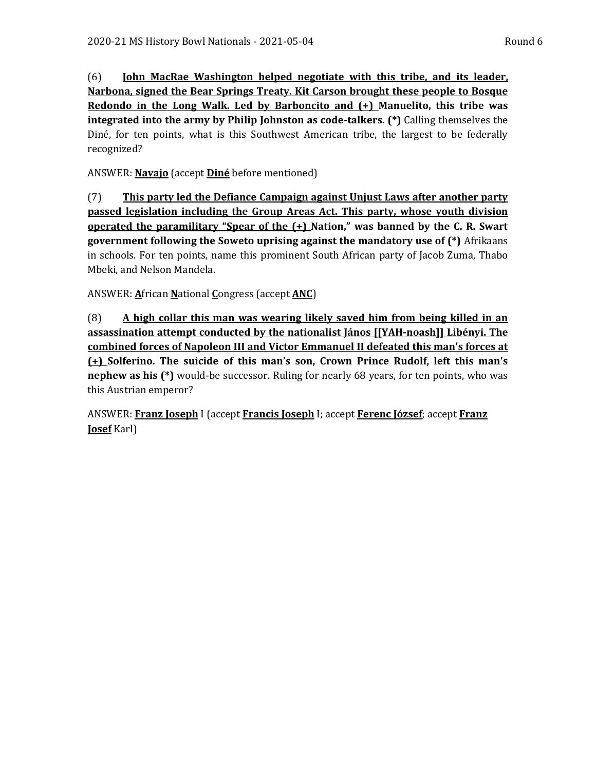(6) **<u>John MacRae Washington helped negotiate with this tribe, and its leader, Narbona, signed the Bear Springs Treaty. Kit Carson brought these people to Bosque Redondo in the Long Walk. Led by Barboncito and (+) </u>Manuelito, this tribe was integrated into the army by Philip Johnston as code-talkers. (*)** Calling themselves the Diné, for ten points, what is this Southwest American tribe, the largest to be federally recognized?

ANSWER: <u>**Navajo**</u> (accept <u>**Diné**</u> before mentioned)

(7) **<u>This party led the Defiance Campaign against Unjust Laws after another party passed legislation including the Group Areas Act. This party, whose youth division operated the paramilitary "Spear of the (+) </u>Nation," was banned by the C. R. Swart government following the Soweto uprising against the mandatory use of (*)** Afrikaans in schools. For ten points, name this prominent South African party of Jacob Zuma, Thabo Mbeki, and Nelson Mandela.

ANSWER: <u>**A**</u>frican <u>**N**</u>ational <u>**C**</u>ongress (accept <u>**ANC**</u>)

(8) **<u>A high collar this man was wearing likely saved him from being killed in an assassination attempt conducted by the nationalist János [[YAH-noash]] Libényi. The combined forces of Napoleon III and Victor Emmanuel II defeated this man's forces at (+) </u>Solferino. The suicide of this man's son, Crown Prince Rudolf, left this man's nephew as his (*)** would-be successor. Ruling for nearly 68 years, for ten points, who was this Austrian emperor?

ANSWER: <u>**Franz Joseph**</u> I (accept <u>**Francis Joseph**</u> I; accept <u>**Ferenc József**</u>; accept <u>**Franz Josef**</u> Karl)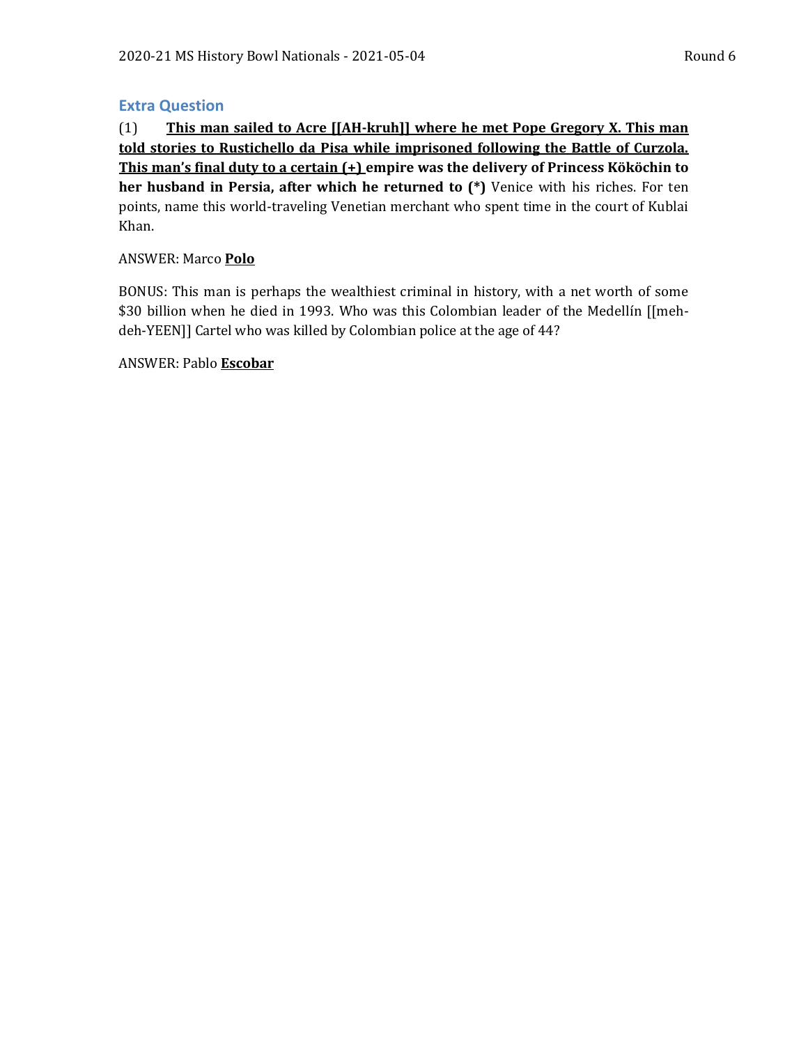## Extra Question

(1) **<u>This man sailed to Acre [[AH-kruh]] where he met Pope Gregory X. This man told stories to Rustichello da Pisa while imprisoned following the Battle of Curzola. This man's final duty to a certain (+)</u> empire was the delivery of Princess Kököchin to her husband in Persia, after which he returned to (*)** Venice with his riches. For ten points, name this world-traveling Venetian merchant who spent time in the court of Kublai Khan.

ANSWER: Marco **<u>Polo</u>**

BONUS: This man is perhaps the wealthiest criminal in history, with a net worth of some $30 billion when he died in 1993. Who was this Colombian leader of the Medellín [[meh-deh-YEEN]] Cartel who was killed by Colombian police at the age of 44?

ANSWER: Pablo **<u>Escobar</u>**